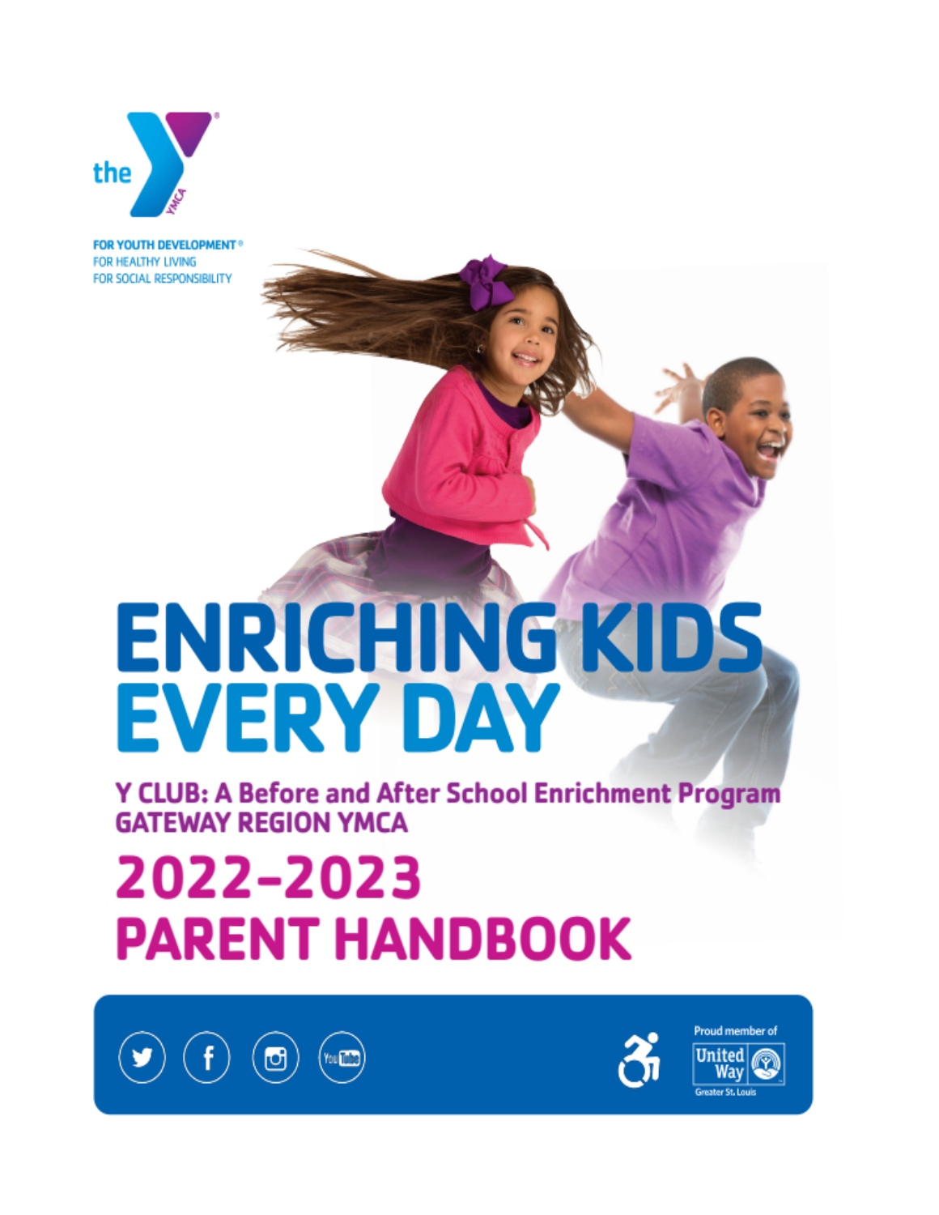the YMCA

FOR YOUTH DEVELOPMENT®
FOR HEALTHY LIVING
FOR SOCIAL RESPONSIBILITY

# ENRICHING KIDS EVERY DAY

## Y CLUB: A Before and After School Enrichment Program
## GATEWAY REGION YMCA

# 2022–2023 PARENT HANDBOOK

Proud member of United Way Greater St. Louis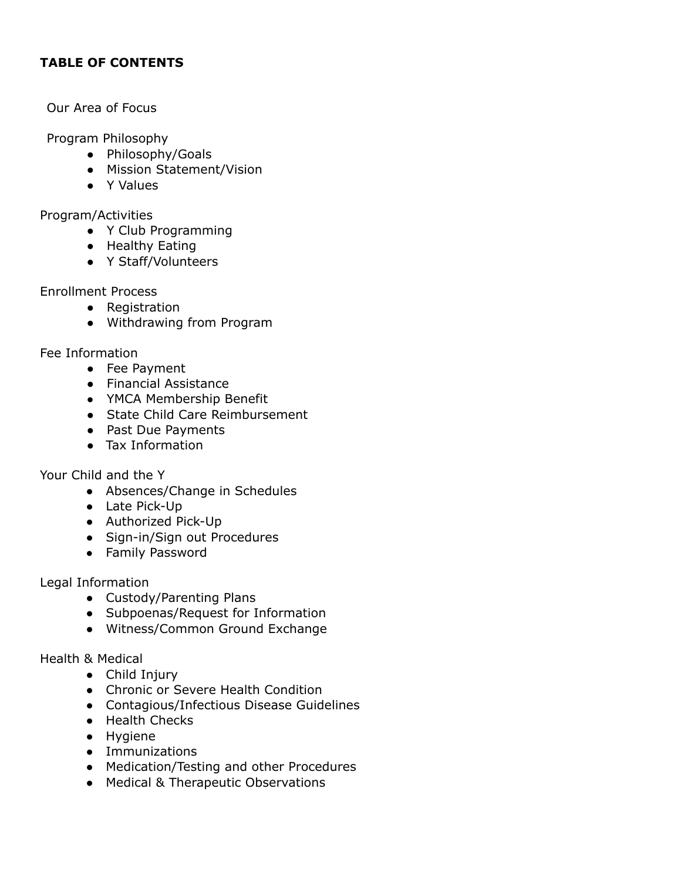**TABLE OF CONTENTS**

Our Area of Focus

Program Philosophy

- Philosophy/Goals
- Mission Statement/Vision
- Y Values

Program/Activities

- Y Club Programming
- Healthy Eating
- Y Staff/Volunteers

Enrollment Process

- Registration
- Withdrawing from Program

Fee Information

- Fee Payment
- Financial Assistance
- YMCA Membership Benefit
- State Child Care Reimbursement
- Past Due Payments
- Tax Information

Your Child and the Y

- Absences/Change in Schedules
- Late Pick-Up
- Authorized Pick-Up
- Sign-in/Sign out Procedures
- Family Password

Legal Information

- Custody/Parenting Plans
- Subpoenas/Request for Information
- Witness/Common Ground Exchange

Health & Medical

- Child Injury
- Chronic or Severe Health Condition
- Contagious/Infectious Disease Guidelines
- Health Checks
- Hygiene
- Immunizations
- Medication/Testing and other Procedures
- Medical & Therapeutic Observations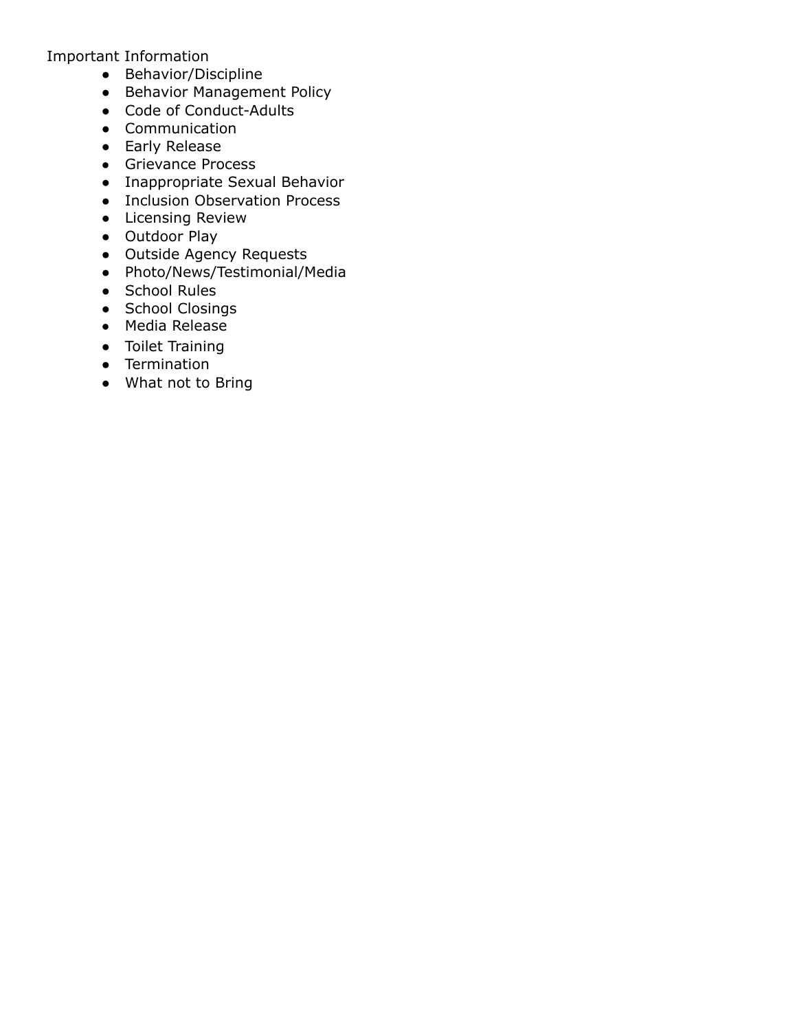Important Information

- Behavior/Discipline
- Behavior Management Policy
- Code of Conduct-Adults
- Communication
- Early Release
- Grievance Process
- Inappropriate Sexual Behavior
- Inclusion Observation Process
- Licensing Review
- Outdoor Play
- Outside Agency Requests
- Photo/News/Testimonial/Media
- School Rules
- School Closings
- Media Release
- Toilet Training
- Termination
- What not to Bring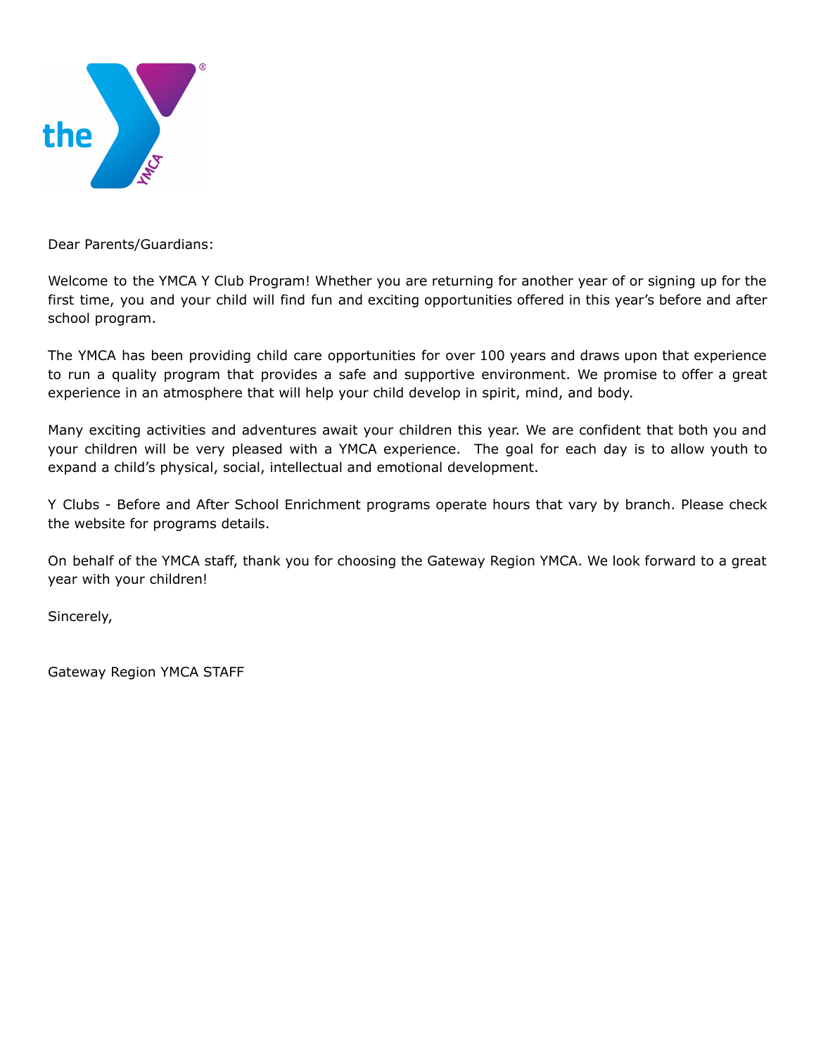Dear Parents/Guardians:

Welcome to the YMCA Y Club Program! Whether you are returning for another year of or signing up for the first time, you and your child will find fun and exciting opportunities offered in this year's before and after school program.

The YMCA has been providing child care opportunities for over 100 years and draws upon that experience to run a quality program that provides a safe and supportive environment. We promise to offer a great experience in an atmosphere that will help your child develop in spirit, mind, and body.

Many exciting activities and adventures await your children this year. We are confident that both you and your children will be very pleased with a YMCA experience. The goal for each day is to allow youth to expand a child's physical, social, intellectual and emotional development.

Y Clubs - Before and After School Enrichment programs operate hours that vary by branch. Please check the website for programs details.

On behalf of the YMCA staff, thank you for choosing the Gateway Region YMCA. We look forward to a great year with your children!

Sincerely,

Gateway Region YMCA STAFF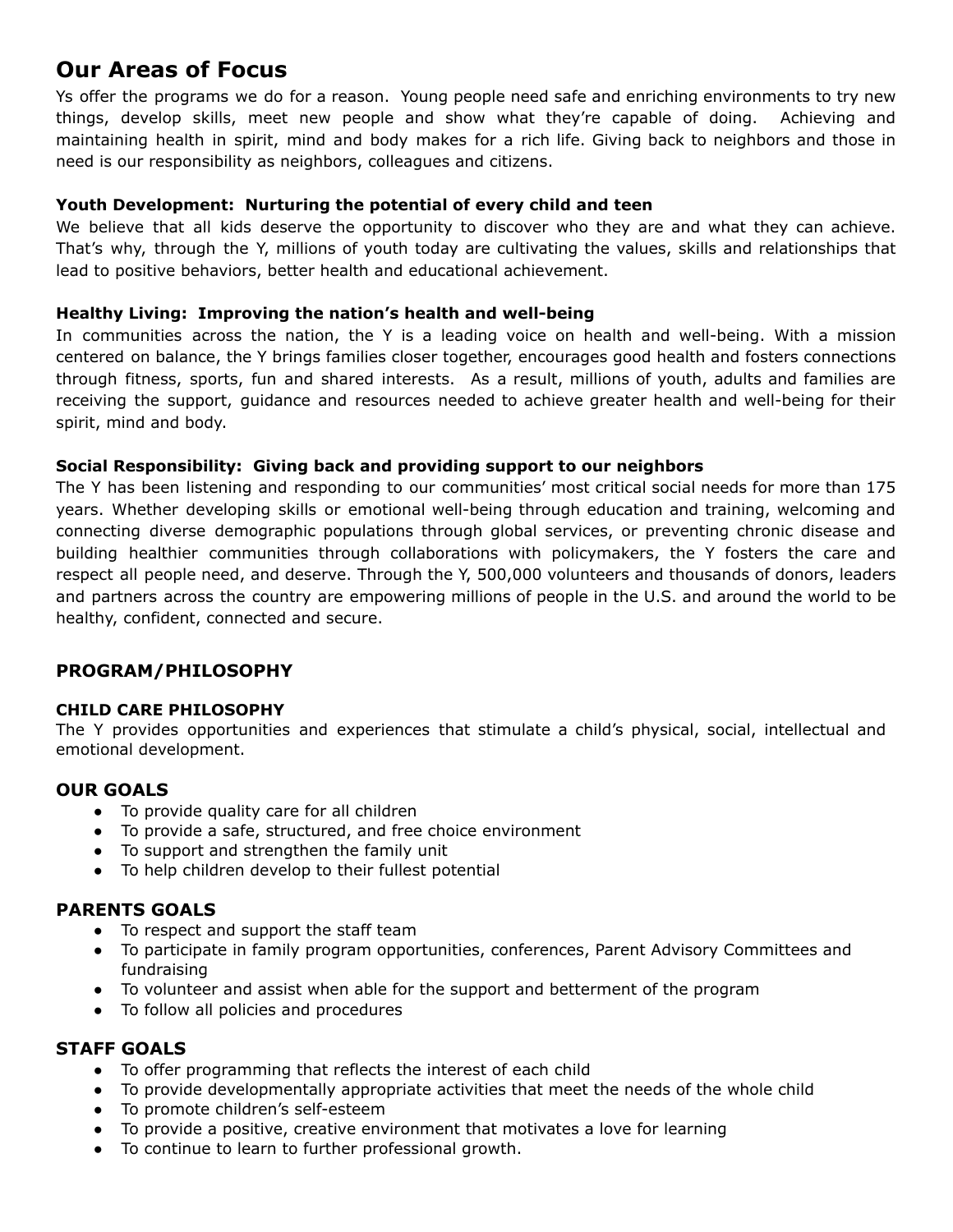## Our Areas of Focus

Ys offer the programs we do for a reason. Young people need safe and enriching environments to try new things, develop skills, meet new people and show what they're capable of doing. Achieving and maintaining health in spirit, mind and body makes for a rich life. Giving back to neighbors and those in need is our responsibility as neighbors, colleagues and citizens.

**Youth Development: Nurturing the potential of every child and teen**

We believe that all kids deserve the opportunity to discover who they are and what they can achieve. That's why, through the Y, millions of youth today are cultivating the values, skills and relationships that lead to positive behaviors, better health and educational achievement.

**Healthy Living: Improving the nation's health and well-being**

In communities across the nation, the Y is a leading voice on health and well-being. With a mission centered on balance, the Y brings families closer together, encourages good health and fosters connections through fitness, sports, fun and shared interests. As a result, millions of youth, adults and families are receiving the support, guidance and resources needed to achieve greater health and well-being for their spirit, mind and body.

**Social Responsibility: Giving back and providing support to our neighbors**

The Y has been listening and responding to our communities' most critical social needs for more than 175 years. Whether developing skills or emotional well-being through education and training, welcoming and connecting diverse demographic populations through global services, or preventing chronic disease and building healthier communities through collaborations with policymakers, the Y fosters the care and respect all people need, and deserve. Through the Y, 500,000 volunteers and thousands of donors, leaders and partners across the country are empowering millions of people in the U.S. and around the world to be healthy, confident, connected and secure.

### PROGRAM/PHILOSOPHY

**CHILD CARE PHILOSOPHY**

The Y provides opportunities and experiences that stimulate a child's physical, social, intellectual and emotional development.

### OUR GOALS

- To provide quality care for all children
- To provide a safe, structured, and free choice environment
- To support and strengthen the family unit
- To help children develop to their fullest potential

### PARENTS GOALS

- To respect and support the staff team
- To participate in family program opportunities, conferences, Parent Advisory Committees and fundraising
- To volunteer and assist when able for the support and betterment of the program
- To follow all policies and procedures

### STAFF GOALS

- To offer programming that reflects the interest of each child
- To provide developmentally appropriate activities that meet the needs of the whole child
- To promote children's self-esteem
- To provide a positive, creative environment that motivates a love for learning
- To continue to learn to further professional growth.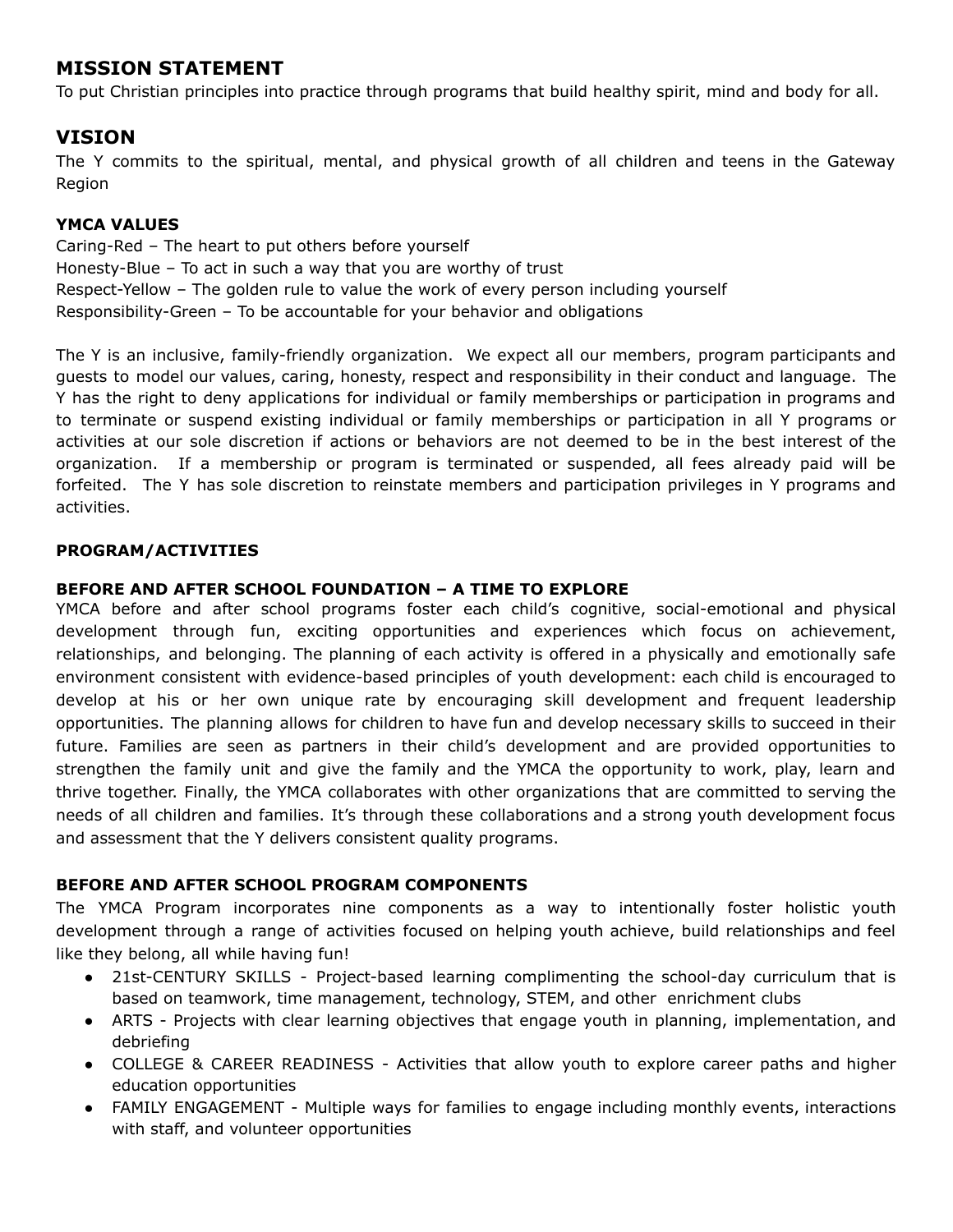## MISSION STATEMENT

To put Christian principles into practice through programs that build healthy spirit, mind and body for all.

## VISION

The Y commits to the spiritual, mental, and physical growth of all children and teens in the Gateway Region

**YMCA VALUES**

Caring-Red – The heart to put others before yourself
Honesty-Blue – To act in such a way that you are worthy of trust
Respect-Yellow – The golden rule to value the work of every person including yourself
Responsibility-Green – To be accountable for your behavior and obligations

The Y is an inclusive, family-friendly organization. We expect all our members, program participants and guests to model our values, caring, honesty, respect and responsibility in their conduct and language. The Y has the right to deny applications for individual or family memberships or participation in programs and to terminate or suspend existing individual or family memberships or participation in all Y programs or activities at our sole discretion if actions or behaviors are not deemed to be in the best interest of the organization. If a membership or program is terminated or suspended, all fees already paid will be forfeited. The Y has sole discretion to reinstate members and participation privileges in Y programs and activities.

**PROGRAM/ACTIVITIES**

**BEFORE AND AFTER SCHOOL FOUNDATION – A TIME TO EXPLORE**

YMCA before and after school programs foster each child's cognitive, social-emotional and physical development through fun, exciting opportunities and experiences which focus on achievement, relationships, and belonging. The planning of each activity is offered in a physically and emotionally safe environment consistent with evidence-based principles of youth development: each child is encouraged to develop at his or her own unique rate by encouraging skill development and frequent leadership opportunities. The planning allows for children to have fun and develop necessary skills to succeed in their future. Families are seen as partners in their child's development and are provided opportunities to strengthen the family unit and give the family and the YMCA the opportunity to work, play, learn and thrive together. Finally, the YMCA collaborates with other organizations that are committed to serving the needs of all children and families. It's through these collaborations and a strong youth development focus and assessment that the Y delivers consistent quality programs.

**BEFORE AND AFTER SCHOOL PROGRAM COMPONENTS**

The YMCA Program incorporates nine components as a way to intentionally foster holistic youth development through a range of activities focused on helping youth achieve, build relationships and feel like they belong, all while having fun!

- 21st-CENTURY SKILLS - Project-based learning complimenting the school-day curriculum that is based on teamwork, time management, technology, STEM, and other enrichment clubs
- ARTS - Projects with clear learning objectives that engage youth in planning, implementation, and debriefing
- COLLEGE & CAREER READINESS - Activities that allow youth to explore career paths and higher education opportunities
- FAMILY ENGAGEMENT - Multiple ways for families to engage including monthly events, interactions with staff, and volunteer opportunities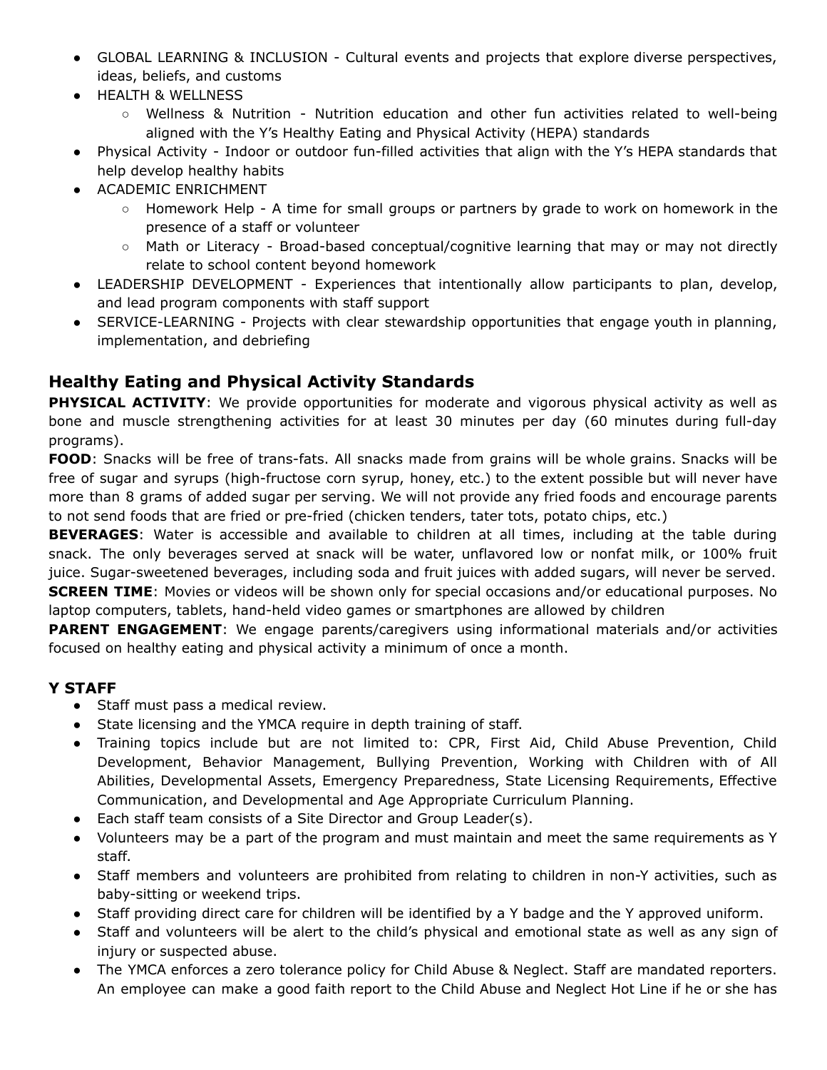- GLOBAL LEARNING & INCLUSION - Cultural events and projects that explore diverse perspectives, ideas, beliefs, and customs
- HEALTH & WELLNESS
  - Wellness & Nutrition - Nutrition education and other fun activities related to well-being aligned with the Y's Healthy Eating and Physical Activity (HEPA) standards
- Physical Activity - Indoor or outdoor fun-filled activities that align with the Y's HEPA standards that help develop healthy habits
- ACADEMIC ENRICHMENT
  - Homework Help - A time for small groups or partners by grade to work on homework in the presence of a staff or volunteer
  - Math or Literacy - Broad-based conceptual/cognitive learning that may or may not directly relate to school content beyond homework
- LEADERSHIP DEVELOPMENT - Experiences that intentionally allow participants to plan, develop, and lead program components with staff support
- SERVICE-LEARNING - Projects with clear stewardship opportunities that engage youth in planning, implementation, and debriefing

## Healthy Eating and Physical Activity Standards

**PHYSICAL ACTIVITY**: We provide opportunities for moderate and vigorous physical activity as well as bone and muscle strengthening activities for at least 30 minutes per day (60 minutes during full-day programs).

**FOOD**: Snacks will be free of trans-fats. All snacks made from grains will be whole grains. Snacks will be free of sugar and syrups (high-fructose corn syrup, honey, etc.) to the extent possible but will never have more than 8 grams of added sugar per serving. We will not provide any fried foods and encourage parents to not send foods that are fried or pre-fried (chicken tenders, tater tots, potato chips, etc.)

**BEVERAGES**: Water is accessible and available to children at all times, including at the table during snack. The only beverages served at snack will be water, unflavored low or nonfat milk, or 100% fruit juice. Sugar-sweetened beverages, including soda and fruit juices with added sugars, will never be served.

**SCREEN TIME**: Movies or videos will be shown only for special occasions and/or educational purposes. No laptop computers, tablets, hand-held video games or smartphones are allowed by children

**PARENT ENGAGEMENT**: We engage parents/caregivers using informational materials and/or activities focused on healthy eating and physical activity a minimum of once a month.

### Y STAFF

- Staff must pass a medical review.
- State licensing and the YMCA require in depth training of staff.
- Training topics include but are not limited to: CPR, First Aid, Child Abuse Prevention, Child Development, Behavior Management, Bullying Prevention, Working with Children with of All Abilities, Developmental Assets, Emergency Preparedness, State Licensing Requirements, Effective Communication, and Developmental and Age Appropriate Curriculum Planning.
- Each staff team consists of a Site Director and Group Leader(s).
- Volunteers may be a part of the program and must maintain and meet the same requirements as Y staff.
- Staff members and volunteers are prohibited from relating to children in non-Y activities, such as baby-sitting or weekend trips.
- Staff providing direct care for children will be identified by a Y badge and the Y approved uniform.
- Staff and volunteers will be alert to the child's physical and emotional state as well as any sign of injury or suspected abuse.
- The YMCA enforces a zero tolerance policy for Child Abuse & Neglect. Staff are mandated reporters. An employee can make a good faith report to the Child Abuse and Neglect Hot Line if he or she has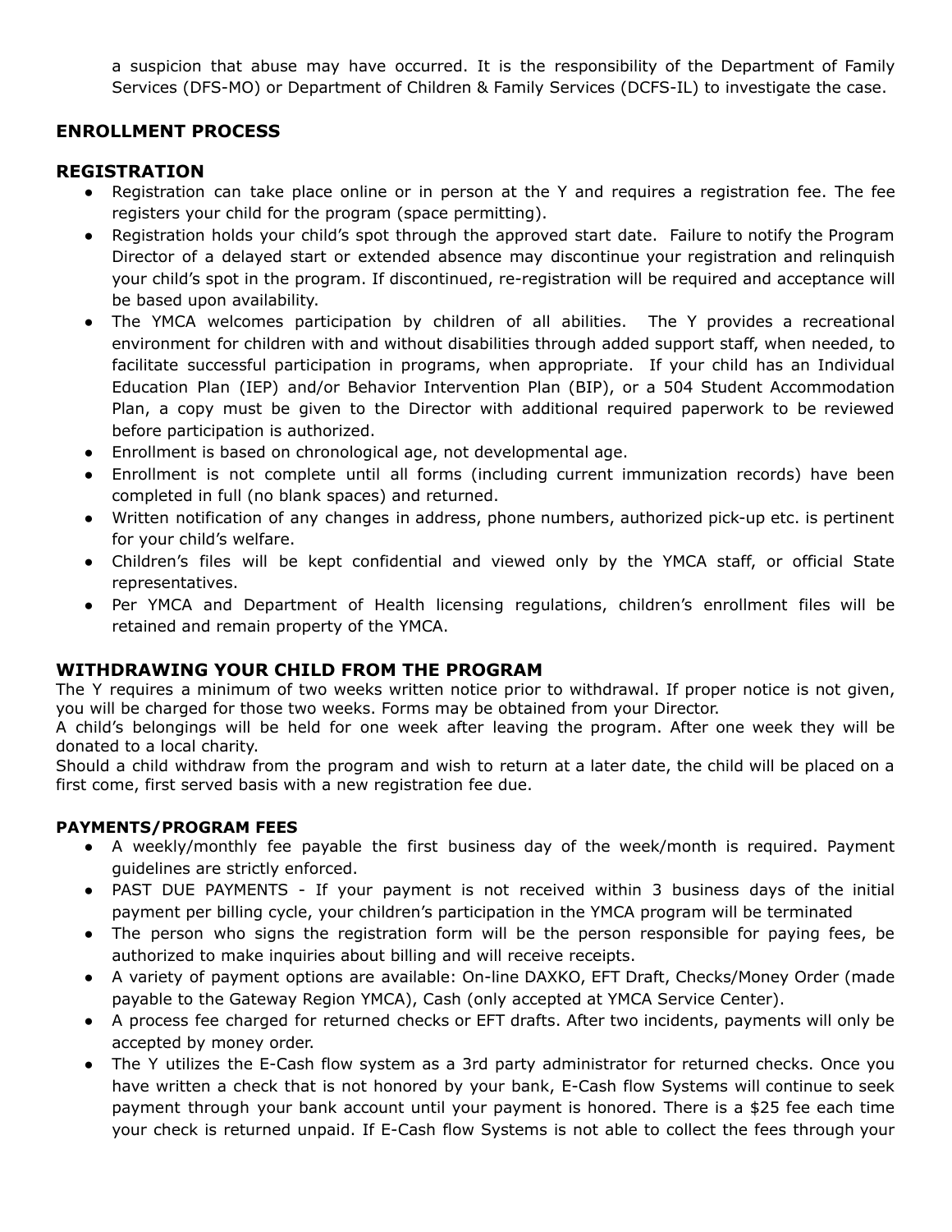a suspicion that abuse may have occurred. It is the responsibility of the Department of Family Services (DFS-MO) or Department of Children & Family Services (DCFS-IL) to investigate the case.

## ENROLLMENT PROCESS

## REGISTRATION

- Registration can take place online or in person at the Y and requires a registration fee. The fee registers your child for the program (space permitting).
- Registration holds your child's spot through the approved start date. Failure to notify the Program Director of a delayed start or extended absence may discontinue your registration and relinquish your child's spot in the program. If discontinued, re-registration will be required and acceptance will be based upon availability.
- The YMCA welcomes participation by children of all abilities. The Y provides a recreational environment for children with and without disabilities through added support staff, when needed, to facilitate successful participation in programs, when appropriate. If your child has an Individual Education Plan (IEP) and/or Behavior Intervention Plan (BIP), or a 504 Student Accommodation Plan, a copy must be given to the Director with additional required paperwork to be reviewed before participation is authorized.
- Enrollment is based on chronological age, not developmental age.
- Enrollment is not complete until all forms (including current immunization records) have been completed in full (no blank spaces) and returned.
- Written notification of any changes in address, phone numbers, authorized pick-up etc. is pertinent for your child's welfare.
- Children's files will be kept confidential and viewed only by the YMCA staff, or official State representatives.
- Per YMCA and Department of Health licensing regulations, children's enrollment files will be retained and remain property of the YMCA.

## WITHDRAWING YOUR CHILD FROM THE PROGRAM

The Y requires a minimum of two weeks written notice prior to withdrawal. If proper notice is not given, you will be charged for those two weeks. Forms may be obtained from your Director.

A child's belongings will be held for one week after leaving the program. After one week they will be donated to a local charity.

Should a child withdraw from the program and wish to return at a later date, the child will be placed on a first come, first served basis with a new registration fee due.

### PAYMENTS/PROGRAM FEES

- A weekly/monthly fee payable the first business day of the week/month is required. Payment guidelines are strictly enforced.
- PAST DUE PAYMENTS - If your payment is not received within 3 business days of the initial payment per billing cycle, your children's participation in the YMCA program will be terminated
- The person who signs the registration form will be the person responsible for paying fees, be authorized to make inquiries about billing and will receive receipts.
- A variety of payment options are available: On-line DAXKO, EFT Draft, Checks/Money Order (made payable to the Gateway Region YMCA), Cash (only accepted at YMCA Service Center).
- A process fee charged for returned checks or EFT drafts. After two incidents, payments will only be accepted by money order.
- The Y utilizes the E-Cash flow system as a 3rd party administrator for returned checks. Once you have written a check that is not honored by your bank, E-Cash flow Systems will continue to seek payment through your bank account until your payment is honored. There is a $25 fee each time your check is returned unpaid. If E-Cash flow Systems is not able to collect the fees through your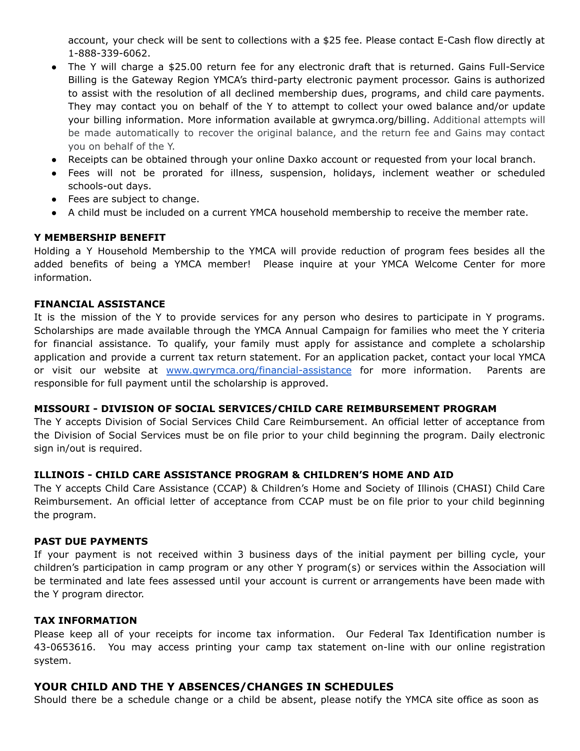account, your check will be sent to collections with a $25 fee. Please contact E-Cash flow directly at 1-888-339-6062.

- The Y will charge a $25.00 return fee for any electronic draft that is returned. Gains Full-Service Billing is the Gateway Region YMCA's third-party electronic payment processor. Gains is authorized to assist with the resolution of all declined membership dues, programs, and child care payments. They may contact you on behalf of the Y to attempt to collect your owed balance and/or update your billing information. More information available at gwrymca.org/billing. Additional attempts will be made automatically to recover the original balance, and the return fee and Gains may contact you on behalf of the Y.
- Receipts can be obtained through your online Daxko account or requested from your local branch.
- Fees will not be prorated for illness, suspension, holidays, inclement weather or scheduled schools-out days.
- Fees are subject to change.
- A child must be included on a current YMCA household membership to receive the member rate.

**Y MEMBERSHIP BENEFIT**

Holding a Y Household Membership to the YMCA will provide reduction of program fees besides all the added benefits of being a YMCA member! Please inquire at your YMCA Welcome Center for more information.

**FINANCIAL ASSISTANCE**

It is the mission of the Y to provide services for any person who desires to participate in Y programs. Scholarships are made available through the YMCA Annual Campaign for families who meet the Y criteria for financial assistance. To qualify, your family must apply for assistance and complete a scholarship application and provide a current tax return statement. For an application packet, contact your local YMCA or visit our website at [www.gwrymca.org/financial-assistance](www.gwrymca.org/financial-assistance) for more information. Parents are responsible for full payment until the scholarship is approved.

**MISSOURI - DIVISION OF SOCIAL SERVICES/CHILD CARE REIMBURSEMENT PROGRAM**

The Y accepts Division of Social Services Child Care Reimbursement. An official letter of acceptance from the Division of Social Services must be on file prior to your child beginning the program. Daily electronic sign in/out is required.

**ILLINOIS - CHILD CARE ASSISTANCE PROGRAM & CHILDREN'S HOME AND AID**

The Y accepts Child Care Assistance (CCAP) & Children's Home and Society of Illinois (CHASI) Child Care Reimbursement. An official letter of acceptance from CCAP must be on file prior to your child beginning the program.

**PAST DUE PAYMENTS**

If your payment is not received within 3 business days of the initial payment per billing cycle, your children's participation in camp program or any other Y program(s) or services within the Association will be terminated and late fees assessed until your account is current or arrangements have been made with the Y program director.

**TAX INFORMATION**

Please keep all of your receipts for income tax information. Our Federal Tax Identification number is 43-0653616. You may access printing your camp tax statement on-line with our online registration system.

## YOUR CHILD AND THE Y ABSENCES/CHANGES IN SCHEDULES

Should there be a schedule change or a child be absent, please notify the YMCA site office as soon as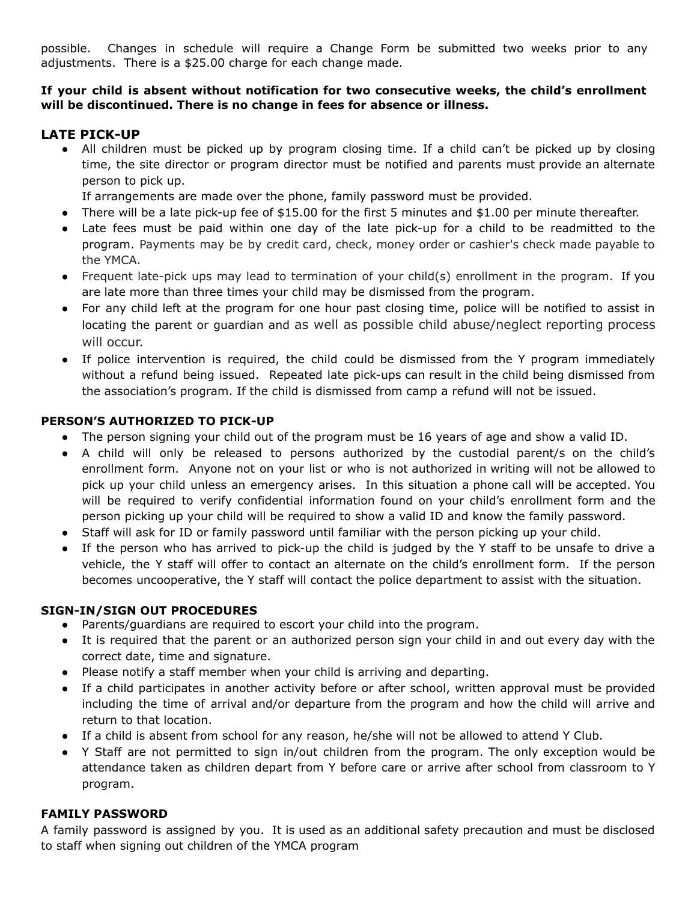possible. Changes in schedule will require a Change Form be submitted two weeks prior to any adjustments. There is a $25.00 charge for each change made.

**If your child is absent without notification for two consecutive weeks, the child's enrollment will be discontinued. There is no change in fees for absence or illness.**

## LATE PICK-UP

- All children must be picked up by program closing time. If a child can't be picked up by closing time, the site director or program director must be notified and parents must provide an alternate person to pick up.
  If arrangements are made over the phone, family password must be provided.
- There will be a late pick-up fee of $15.00 for the first 5 minutes and $1.00 per minute thereafter.
- Late fees must be paid within one day of the late pick-up for a child to be readmitted to the program. Payments may be by credit card, check, money order or cashier's check made payable to the YMCA.
- Frequent late-pick ups may lead to termination of your child(s) enrollment in the program. If you are late more than three times your child may be dismissed from the program.
- For any child left at the program for one hour past closing time, police will be notified to assist in locating the parent or guardian and as well as possible child abuse/neglect reporting process will occur.
- If police intervention is required, the child could be dismissed from the Y program immediately without a refund being issued. Repeated late pick-ups can result in the child being dismissed from the association's program. If the child is dismissed from camp a refund will not be issued.

### PERSON'S AUTHORIZED TO PICK-UP

- The person signing your child out of the program must be 16 years of age and show a valid ID.
- A child will only be released to persons authorized by the custodial parent/s on the child's enrollment form. Anyone not on your list or who is not authorized in writing will not be allowed to pick up your child unless an emergency arises. In this situation a phone call will be accepted. You will be required to verify confidential information found on your child's enrollment form and the person picking up your child will be required to show a valid ID and know the family password.
- Staff will ask for ID or family password until familiar with the person picking up your child.
- If the person who has arrived to pick-up the child is judged by the Y staff to be unsafe to drive a vehicle, the Y staff will offer to contact an alternate on the child's enrollment form. If the person becomes uncooperative, the Y staff will contact the police department to assist with the situation.

### SIGN-IN/SIGN OUT PROCEDURES

- Parents/guardians are required to escort your child into the program.
- It is required that the parent or an authorized person sign your child in and out every day with the correct date, time and signature.
- Please notify a staff member when your child is arriving and departing.
- If a child participates in another activity before or after school, written approval must be provided including the time of arrival and/or departure from the program and how the child will arrive and return to that location.
- If a child is absent from school for any reason, he/she will not be allowed to attend Y Club.
- Y Staff are not permitted to sign in/out children from the program. The only exception would be attendance taken as children depart from Y before care or arrive after school from classroom to Y program.

### FAMILY PASSWORD

A family password is assigned by you. It is used as an additional safety precaution and must be disclosed to staff when signing out children of the YMCA program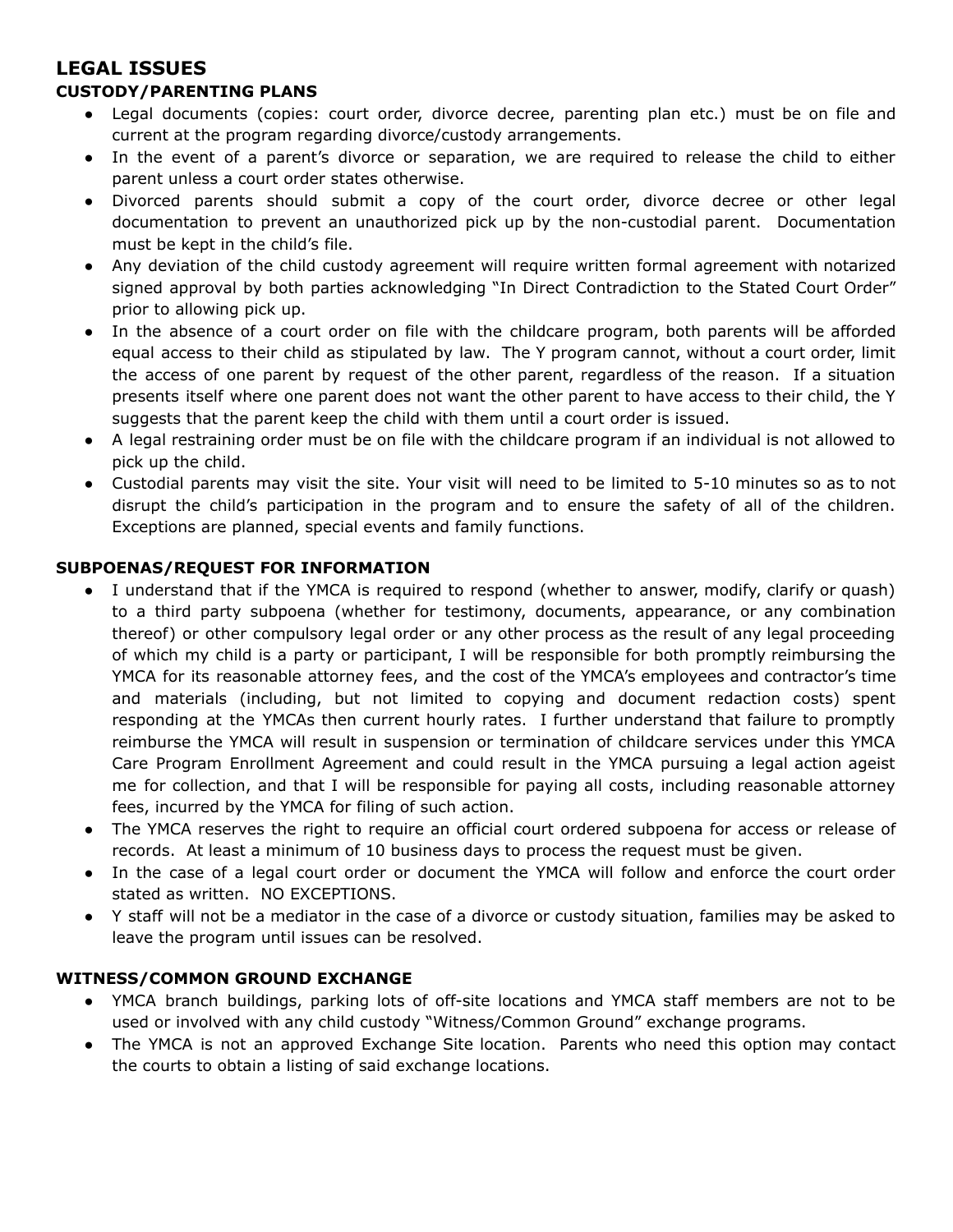## LEGAL ISSUES

### CUSTODY/PARENTING PLANS

- Legal documents (copies: court order, divorce decree, parenting plan etc.) must be on file and current at the program regarding divorce/custody arrangements.
- In the event of a parent's divorce or separation, we are required to release the child to either parent unless a court order states otherwise.
- Divorced parents should submit a copy of the court order, divorce decree or other legal documentation to prevent an unauthorized pick up by the non-custodial parent. Documentation must be kept in the child's file.
- Any deviation of the child custody agreement will require written formal agreement with notarized signed approval by both parties acknowledging "In Direct Contradiction to the Stated Court Order" prior to allowing pick up.
- In the absence of a court order on file with the childcare program, both parents will be afforded equal access to their child as stipulated by law. The Y program cannot, without a court order, limit the access of one parent by request of the other parent, regardless of the reason. If a situation presents itself where one parent does not want the other parent to have access to their child, the Y suggests that the parent keep the child with them until a court order is issued.
- A legal restraining order must be on file with the childcare program if an individual is not allowed to pick up the child.
- Custodial parents may visit the site. Your visit will need to be limited to 5-10 minutes so as to not disrupt the child's participation in the program and to ensure the safety of all of the children. Exceptions are planned, special events and family functions.

### SUBPOENAS/REQUEST FOR INFORMATION

- I understand that if the YMCA is required to respond (whether to answer, modify, clarify or quash) to a third party subpoena (whether for testimony, documents, appearance, or any combination thereof) or other compulsory legal order or any other process as the result of any legal proceeding of which my child is a party or participant, I will be responsible for both promptly reimbursing the YMCA for its reasonable attorney fees, and the cost of the YMCA's employees and contractor's time and materials (including, but not limited to copying and document redaction costs) spent responding at the YMCAs then current hourly rates. I further understand that failure to promptly reimburse the YMCA will result in suspension or termination of childcare services under this YMCA Care Program Enrollment Agreement and could result in the YMCA pursuing a legal action ageist me for collection, and that I will be responsible for paying all costs, including reasonable attorney fees, incurred by the YMCA for filing of such action.
- The YMCA reserves the right to require an official court ordered subpoena for access or release of records. At least a minimum of 10 business days to process the request must be given.
- In the case of a legal court order or document the YMCA will follow and enforce the court order stated as written. NO EXCEPTIONS.
- Y staff will not be a mediator in the case of a divorce or custody situation, families may be asked to leave the program until issues can be resolved.

### WITNESS/COMMON GROUND EXCHANGE

- YMCA branch buildings, parking lots of off-site locations and YMCA staff members are not to be used or involved with any child custody "Witness/Common Ground" exchange programs.
- The YMCA is not an approved Exchange Site location. Parents who need this option may contact the courts to obtain a listing of said exchange locations.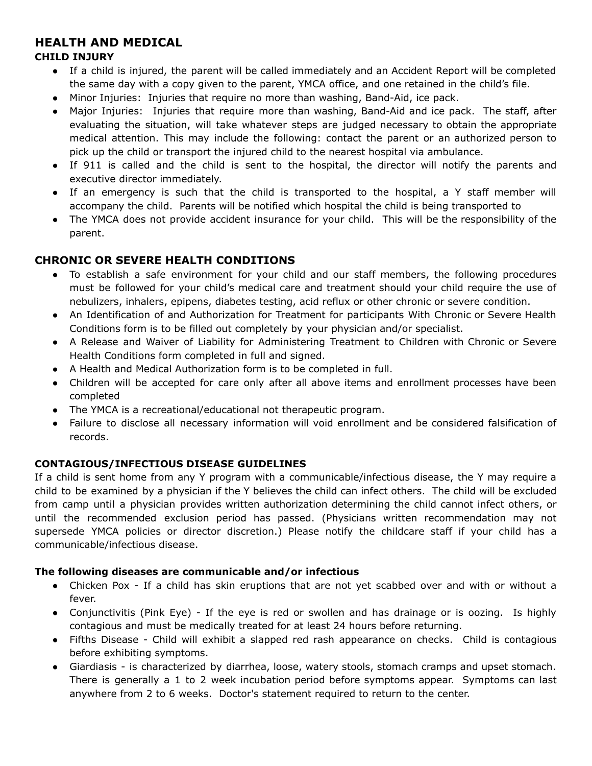## HEALTH AND MEDICAL

### CHILD INJURY

- If a child is injured, the parent will be called immediately and an Accident Report will be completed the same day with a copy given to the parent, YMCA office, and one retained in the child's file.
- Minor Injuries: Injuries that require no more than washing, Band-Aid, ice pack.
- Major Injuries: Injuries that require more than washing, Band-Aid and ice pack. The staff, after evaluating the situation, will take whatever steps are judged necessary to obtain the appropriate medical attention. This may include the following: contact the parent or an authorized person to pick up the child or transport the injured child to the nearest hospital via ambulance.
- If 911 is called and the child is sent to the hospital, the director will notify the parents and executive director immediately.
- If an emergency is such that the child is transported to the hospital, a Y staff member will accompany the child. Parents will be notified which hospital the child is being transported to
- The YMCA does not provide accident insurance for your child. This will be the responsibility of the parent.

## CHRONIC OR SEVERE HEALTH CONDITIONS

- To establish a safe environment for your child and our staff members, the following procedures must be followed for your child's medical care and treatment should your child require the use of nebulizers, inhalers, epipens, diabetes testing, acid reflux or other chronic or severe condition.
- An Identification of and Authorization for Treatment for participants With Chronic or Severe Health Conditions form is to be filled out completely by your physician and/or specialist.
- A Release and Waiver of Liability for Administering Treatment to Children with Chronic or Severe Health Conditions form completed in full and signed.
- A Health and Medical Authorization form is to be completed in full.
- Children will be accepted for care only after all above items and enrollment processes have been completed
- The YMCA is a recreational/educational not therapeutic program.
- Failure to disclose all necessary information will void enrollment and be considered falsification of records.

### CONTAGIOUS/INFECTIOUS DISEASE GUIDELINES

If a child is sent home from any Y program with a communicable/infectious disease, the Y may require a child to be examined by a physician if the Y believes the child can infect others. The child will be excluded from camp until a physician provides written authorization determining the child cannot infect others, or until the recommended exclusion period has passed. (Physicians written recommendation may not supersede YMCA policies or director discretion.) Please notify the childcare staff if your child has a communicable/infectious disease.

**The following diseases are communicable and/or infectious**

- Chicken Pox - If a child has skin eruptions that are not yet scabbed over and with or without a fever.
- Conjunctivitis (Pink Eye) - If the eye is red or swollen and has drainage or is oozing. Is highly contagious and must be medically treated for at least 24 hours before returning.
- Fifths Disease - Child will exhibit a slapped red rash appearance on checks. Child is contagious before exhibiting symptoms.
- Giardiasis - is characterized by diarrhea, loose, watery stools, stomach cramps and upset stomach. There is generally a 1 to 2 week incubation period before symptoms appear. Symptoms can last anywhere from 2 to 6 weeks. Doctor's statement required to return to the center.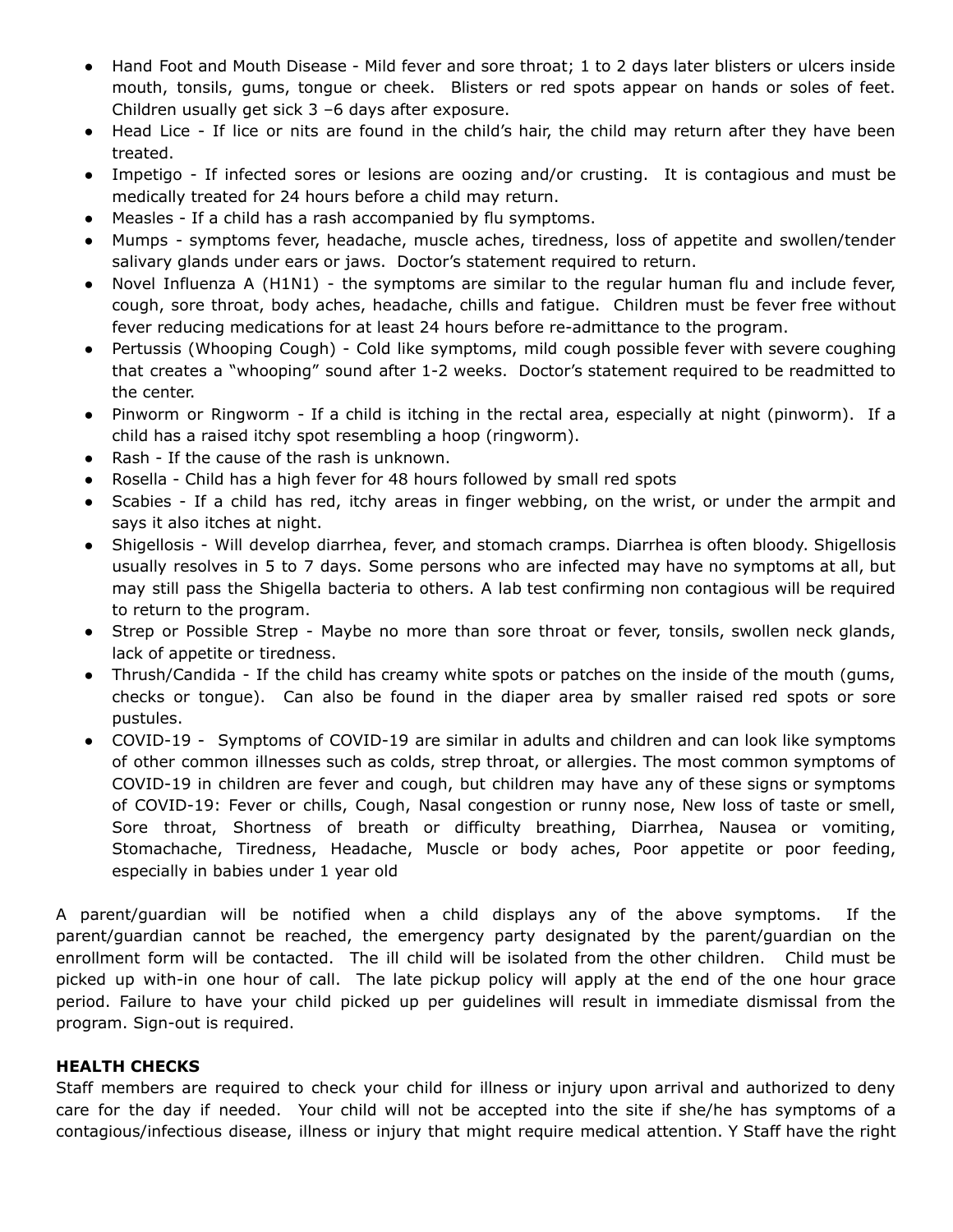- Hand Foot and Mouth Disease - Mild fever and sore throat; 1 to 2 days later blisters or ulcers inside mouth, tonsils, gums, tongue or cheek. Blisters or red spots appear on hands or soles of feet. Children usually get sick 3 –6 days after exposure.
- Head Lice - If lice or nits are found in the child's hair, the child may return after they have been treated.
- Impetigo - If infected sores or lesions are oozing and/or crusting. It is contagious and must be medically treated for 24 hours before a child may return.
- Measles - If a child has a rash accompanied by flu symptoms.
- Mumps - symptoms fever, headache, muscle aches, tiredness, loss of appetite and swollen/tender salivary glands under ears or jaws. Doctor's statement required to return.
- Novel Influenza A (H1N1) - the symptoms are similar to the regular human flu and include fever, cough, sore throat, body aches, headache, chills and fatigue. Children must be fever free without fever reducing medications for at least 24 hours before re-admittance to the program.
- Pertussis (Whooping Cough) - Cold like symptoms, mild cough possible fever with severe coughing that creates a "whooping" sound after 1-2 weeks. Doctor's statement required to be readmitted to the center.
- Pinworm or Ringworm - If a child is itching in the rectal area, especially at night (pinworm). If a child has a raised itchy spot resembling a hoop (ringworm).
- Rash - If the cause of the rash is unknown.
- Rosella - Child has a high fever for 48 hours followed by small red spots
- Scabies - If a child has red, itchy areas in finger webbing, on the wrist, or under the armpit and says it also itches at night.
- Shigellosis - Will develop diarrhea, fever, and stomach cramps. Diarrhea is often bloody. Shigellosis usually resolves in 5 to 7 days. Some persons who are infected may have no symptoms at all, but may still pass the Shigella bacteria to others. A lab test confirming non contagious will be required to return to the program.
- Strep or Possible Strep - Maybe no more than sore throat or fever, tonsils, swollen neck glands, lack of appetite or tiredness.
- Thrush/Candida - If the child has creamy white spots or patches on the inside of the mouth (gums, checks or tongue). Can also be found in the diaper area by smaller raised red spots or sore pustules.
- COVID-19 - Symptoms of COVID-19 are similar in adults and children and can look like symptoms of other common illnesses such as colds, strep throat, or allergies. The most common symptoms of COVID-19 in children are fever and cough, but children may have any of these signs or symptoms of COVID-19: Fever or chills, Cough, Nasal congestion or runny nose, New loss of taste or smell, Sore throat, Shortness of breath or difficulty breathing, Diarrhea, Nausea or vomiting, Stomachache, Tiredness, Headache, Muscle or body aches, Poor appetite or poor feeding, especially in babies under 1 year old

A parent/guardian will be notified when a child displays any of the above symptoms. If the parent/guardian cannot be reached, the emergency party designated by the parent/guardian on the enrollment form will be contacted. The ill child will be isolated from the other children. Child must be picked up with-in one hour of call. The late pickup policy will apply at the end of the one hour grace period. Failure to have your child picked up per guidelines will result in immediate dismissal from the program. Sign-out is required.

## HEALTH CHECKS

Staff members are required to check your child for illness or injury upon arrival and authorized to deny care for the day if needed. Your child will not be accepted into the site if she/he has symptoms of a contagious/infectious disease, illness or injury that might require medical attention. Y Staff have the right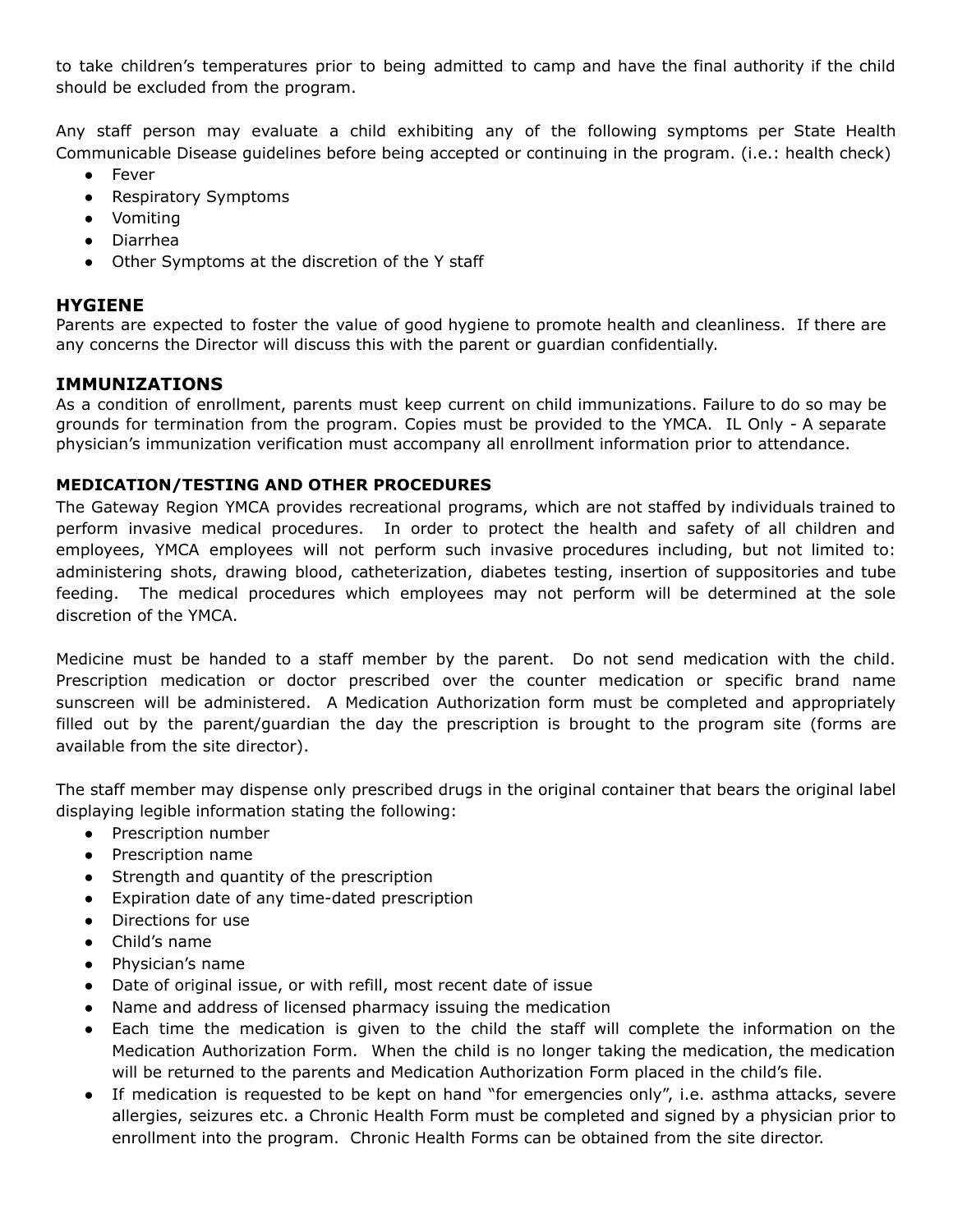to take children's temperatures prior to being admitted to camp and have the final authority if the child should be excluded from the program.

Any staff person may evaluate a child exhibiting any of the following symptoms per State Health Communicable Disease guidelines before being accepted or continuing in the program. (i.e.: health check)

- Fever
- Respiratory Symptoms
- Vomiting
- Diarrhea
- Other Symptoms at the discretion of the Y staff

### HYGIENE

Parents are expected to foster the value of good hygiene to promote health and cleanliness. If there are any concerns the Director will discuss this with the parent or guardian confidentially.

### IMMUNIZATIONS

As a condition of enrollment, parents must keep current on child immunizations. Failure to do so may be grounds for termination from the program. Copies must be provided to the YMCA. IL Only - A separate physician's immunization verification must accompany all enrollment information prior to attendance.

**MEDICATION/TESTING AND OTHER PROCEDURES**

The Gateway Region YMCA provides recreational programs, which are not staffed by individuals trained to perform invasive medical procedures. In order to protect the health and safety of all children and employees, YMCA employees will not perform such invasive procedures including, but not limited to: administering shots, drawing blood, catheterization, diabetes testing, insertion of suppositories and tube feeding. The medical procedures which employees may not perform will be determined at the sole discretion of the YMCA.

Medicine must be handed to a staff member by the parent. Do not send medication with the child. Prescription medication or doctor prescribed over the counter medication or specific brand name sunscreen will be administered. A Medication Authorization form must be completed and appropriately filled out by the parent/guardian the day the prescription is brought to the program site (forms are available from the site director).

The staff member may dispense only prescribed drugs in the original container that bears the original label displaying legible information stating the following:

- Prescription number
- Prescription name
- Strength and quantity of the prescription
- Expiration date of any time-dated prescription
- Directions for use
- Child's name
- Physician's name
- Date of original issue, or with refill, most recent date of issue
- Name and address of licensed pharmacy issuing the medication
- Each time the medication is given to the child the staff will complete the information on the Medication Authorization Form. When the child is no longer taking the medication, the medication will be returned to the parents and Medication Authorization Form placed in the child's file.
- If medication is requested to be kept on hand "for emergencies only", i.e. asthma attacks, severe allergies, seizures etc. a Chronic Health Form must be completed and signed by a physician prior to enrollment into the program. Chronic Health Forms can be obtained from the site director.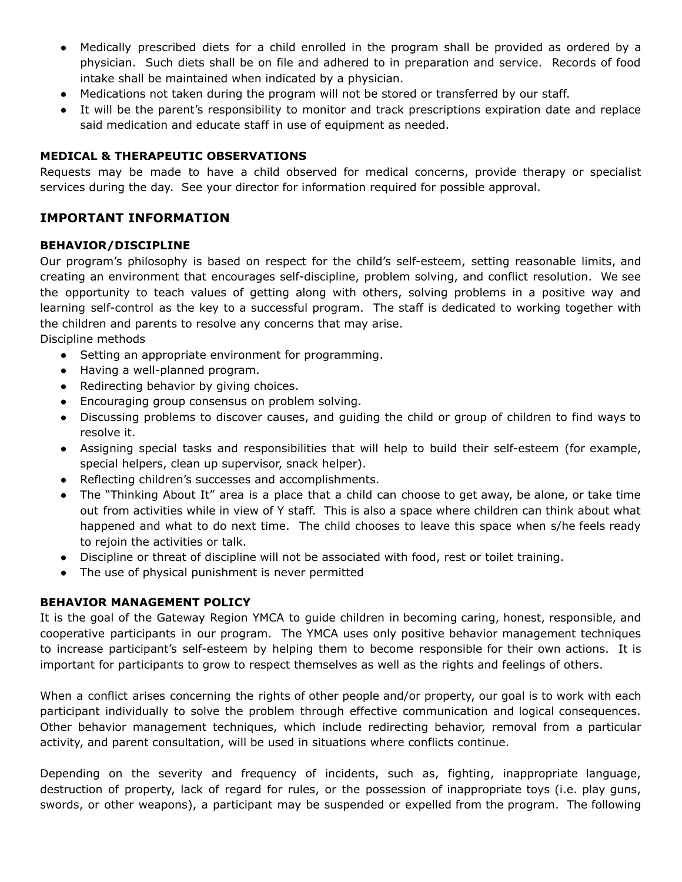- Medically prescribed diets for a child enrolled in the program shall be provided as ordered by a physician. Such diets shall be on file and adhered to in preparation and service. Records of food intake shall be maintained when indicated by a physician.
- Medications not taken during the program will not be stored or transferred by our staff.
- It will be the parent's responsibility to monitor and track prescriptions expiration date and replace said medication and educate staff in use of equipment as needed.

**MEDICAL & THERAPEUTIC OBSERVATIONS**

Requests may be made to have a child observed for medical concerns, provide therapy or specialist services during the day. See your director for information required for possible approval.

## IMPORTANT INFORMATION

**BEHAVIOR/DISCIPLINE**

Our program's philosophy is based on respect for the child's self-esteem, setting reasonable limits, and creating an environment that encourages self-discipline, problem solving, and conflict resolution. We see the opportunity to teach values of getting along with others, solving problems in a positive way and learning self-control as the key to a successful program. The staff is dedicated to working together with the children and parents to resolve any concerns that may arise.

Discipline methods

- Setting an appropriate environment for programming.
- Having a well-planned program.
- Redirecting behavior by giving choices.
- Encouraging group consensus on problem solving.
- Discussing problems to discover causes, and guiding the child or group of children to find ways to resolve it.
- Assigning special tasks and responsibilities that will help to build their self-esteem (for example, special helpers, clean up supervisor, snack helper).
- Reflecting children's successes and accomplishments.
- The "Thinking About It" area is a place that a child can choose to get away, be alone, or take time out from activities while in view of Y staff. This is also a space where children can think about what happened and what to do next time. The child chooses to leave this space when s/he feels ready to rejoin the activities or talk.
- Discipline or threat of discipline will not be associated with food, rest or toilet training.
- The use of physical punishment is never permitted

**BEHAVIOR MANAGEMENT POLICY**

It is the goal of the Gateway Region YMCA to guide children in becoming caring, honest, responsible, and cooperative participants in our program. The YMCA uses only positive behavior management techniques to increase participant's self-esteem by helping them to become responsible for their own actions. It is important for participants to grow to respect themselves as well as the rights and feelings of others.

When a conflict arises concerning the rights of other people and/or property, our goal is to work with each participant individually to solve the problem through effective communication and logical consequences. Other behavior management techniques, which include redirecting behavior, removal from a particular activity, and parent consultation, will be used in situations where conflicts continue.

Depending on the severity and frequency of incidents, such as, fighting, inappropriate language, destruction of property, lack of regard for rules, or the possession of inappropriate toys (i.e. play guns, swords, or other weapons), a participant may be suspended or expelled from the program. The following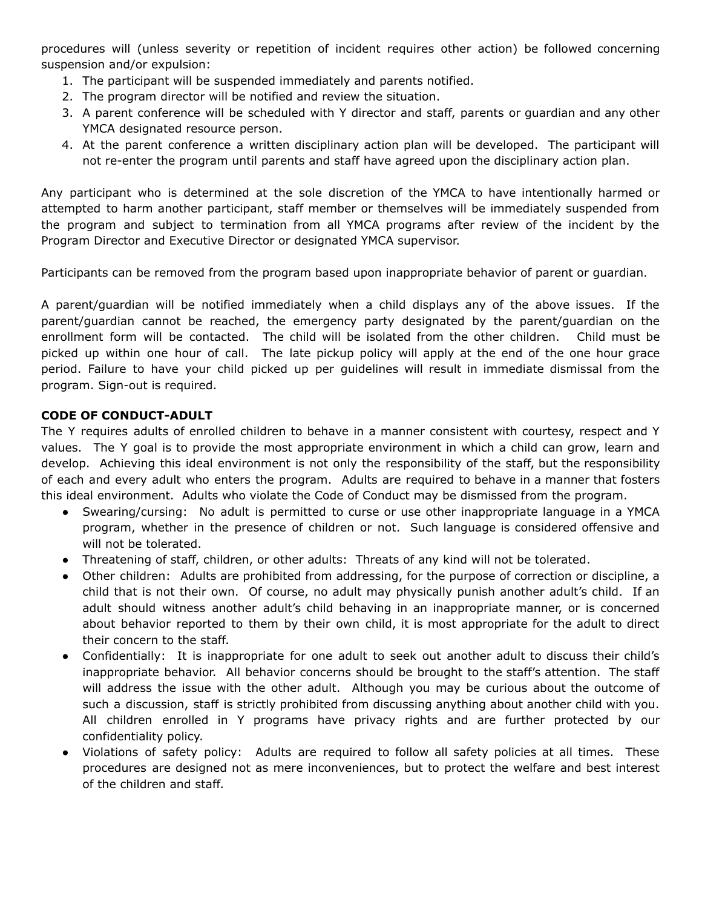procedures will (unless severity or repetition of incident requires other action) be followed concerning suspension and/or expulsion:

1. The participant will be suspended immediately and parents notified.
2. The program director will be notified and review the situation.
3. A parent conference will be scheduled with Y director and staff, parents or guardian and any other YMCA designated resource person.
4. At the parent conference a written disciplinary action plan will be developed. The participant will not re-enter the program until parents and staff have agreed upon the disciplinary action plan.

Any participant who is determined at the sole discretion of the YMCA to have intentionally harmed or attempted to harm another participant, staff member or themselves will be immediately suspended from the program and subject to termination from all YMCA programs after review of the incident by the Program Director and Executive Director or designated YMCA supervisor.

Participants can be removed from the program based upon inappropriate behavior of parent or guardian.

A parent/guardian will be notified immediately when a child displays any of the above issues. If the parent/guardian cannot be reached, the emergency party designated by the parent/guardian on the enrollment form will be contacted. The child will be isolated from the other children. Child must be picked up within one hour of call. The late pickup policy will apply at the end of the one hour grace period. Failure to have your child picked up per guidelines will result in immediate dismissal from the program. Sign-out is required.

**CODE OF CONDUCT-ADULT**

The Y requires adults of enrolled children to behave in a manner consistent with courtesy, respect and Y values. The Y goal is to provide the most appropriate environment in which a child can grow, learn and develop. Achieving this ideal environment is not only the responsibility of the staff, but the responsibility of each and every adult who enters the program. Adults are required to behave in a manner that fosters this ideal environment. Adults who violate the Code of Conduct may be dismissed from the program.

- Swearing/cursing: No adult is permitted to curse or use other inappropriate language in a YMCA program, whether in the presence of children or not. Such language is considered offensive and will not be tolerated.
- Threatening of staff, children, or other adults: Threats of any kind will not be tolerated.
- Other children: Adults are prohibited from addressing, for the purpose of correction or discipline, a child that is not their own. Of course, no adult may physically punish another adult's child. If an adult should witness another adult's child behaving in an inappropriate manner, or is concerned about behavior reported to them by their own child, it is most appropriate for the adult to direct their concern to the staff.
- Confidentially: It is inappropriate for one adult to seek out another adult to discuss their child's inappropriate behavior. All behavior concerns should be brought to the staff's attention. The staff will address the issue with the other adult. Although you may be curious about the outcome of such a discussion, staff is strictly prohibited from discussing anything about another child with you. All children enrolled in Y programs have privacy rights and are further protected by our confidentiality policy.
- Violations of safety policy: Adults are required to follow all safety policies at all times. These procedures are designed not as mere inconveniences, but to protect the welfare and best interest of the children and staff.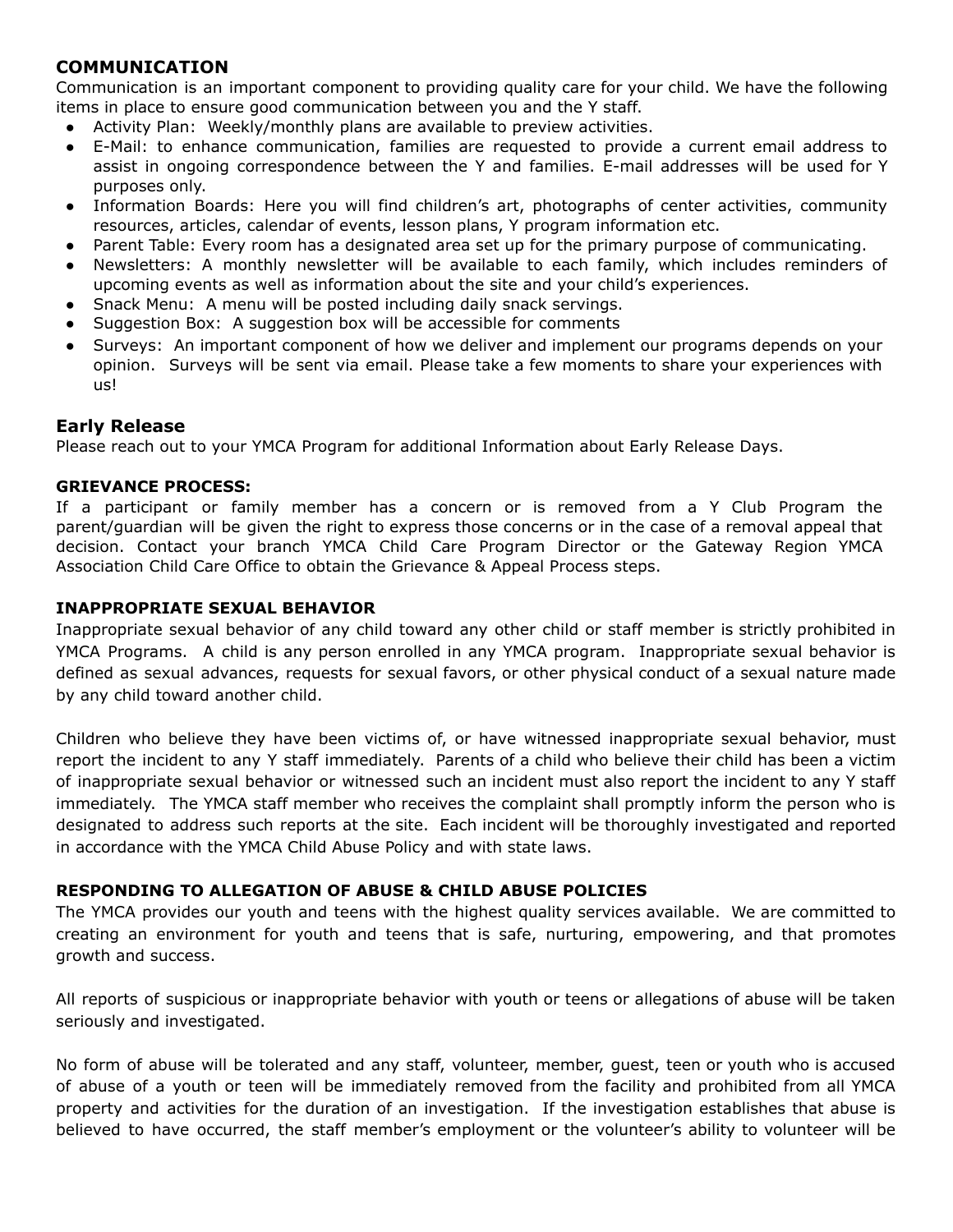## COMMUNICATION

Communication is an important component to providing quality care for your child. We have the following items in place to ensure good communication between you and the Y staff.

- Activity Plan: Weekly/monthly plans are available to preview activities.
- E-Mail: to enhance communication, families are requested to provide a current email address to assist in ongoing correspondence between the Y and families. E-mail addresses will be used for Y purposes only.
- Information Boards: Here you will find children's art, photographs of center activities, community resources, articles, calendar of events, lesson plans, Y program information etc.
- Parent Table: Every room has a designated area set up for the primary purpose of communicating.
- Newsletters: A monthly newsletter will be available to each family, which includes reminders of upcoming events as well as information about the site and your child's experiences.
- Snack Menu: A menu will be posted including daily snack servings.
- Suggestion Box: A suggestion box will be accessible for comments
- Surveys: An important component of how we deliver and implement our programs depends on your opinion. Surveys will be sent via email. Please take a few moments to share your experiences with us!

## Early Release

Please reach out to your YMCA Program for additional Information about Early Release Days.

### GRIEVANCE PROCESS:

If a participant or family member has a concern or is removed from a Y Club Program the parent/guardian will be given the right to express those concerns or in the case of a removal appeal that decision. Contact your branch YMCA Child Care Program Director or the Gateway Region YMCA Association Child Care Office to obtain the Grievance & Appeal Process steps.

### INAPPROPRIATE SEXUAL BEHAVIOR

Inappropriate sexual behavior of any child toward any other child or staff member is strictly prohibited in YMCA Programs. A child is any person enrolled in any YMCA program. Inappropriate sexual behavior is defined as sexual advances, requests for sexual favors, or other physical conduct of a sexual nature made by any child toward another child.

Children who believe they have been victims of, or have witnessed inappropriate sexual behavior, must report the incident to any Y staff immediately. Parents of a child who believe their child has been a victim of inappropriate sexual behavior or witnessed such an incident must also report the incident to any Y staff immediately. The YMCA staff member who receives the complaint shall promptly inform the person who is designated to address such reports at the site. Each incident will be thoroughly investigated and reported in accordance with the YMCA Child Abuse Policy and with state laws.

### RESPONDING TO ALLEGATION OF ABUSE & CHILD ABUSE POLICIES

The YMCA provides our youth and teens with the highest quality services available. We are committed to creating an environment for youth and teens that is safe, nurturing, empowering, and that promotes growth and success.

All reports of suspicious or inappropriate behavior with youth or teens or allegations of abuse will be taken seriously and investigated.

No form of abuse will be tolerated and any staff, volunteer, member, guest, teen or youth who is accused of abuse of a youth or teen will be immediately removed from the facility and prohibited from all YMCA property and activities for the duration of an investigation. If the investigation establishes that abuse is believed to have occurred, the staff member's employment or the volunteer's ability to volunteer will be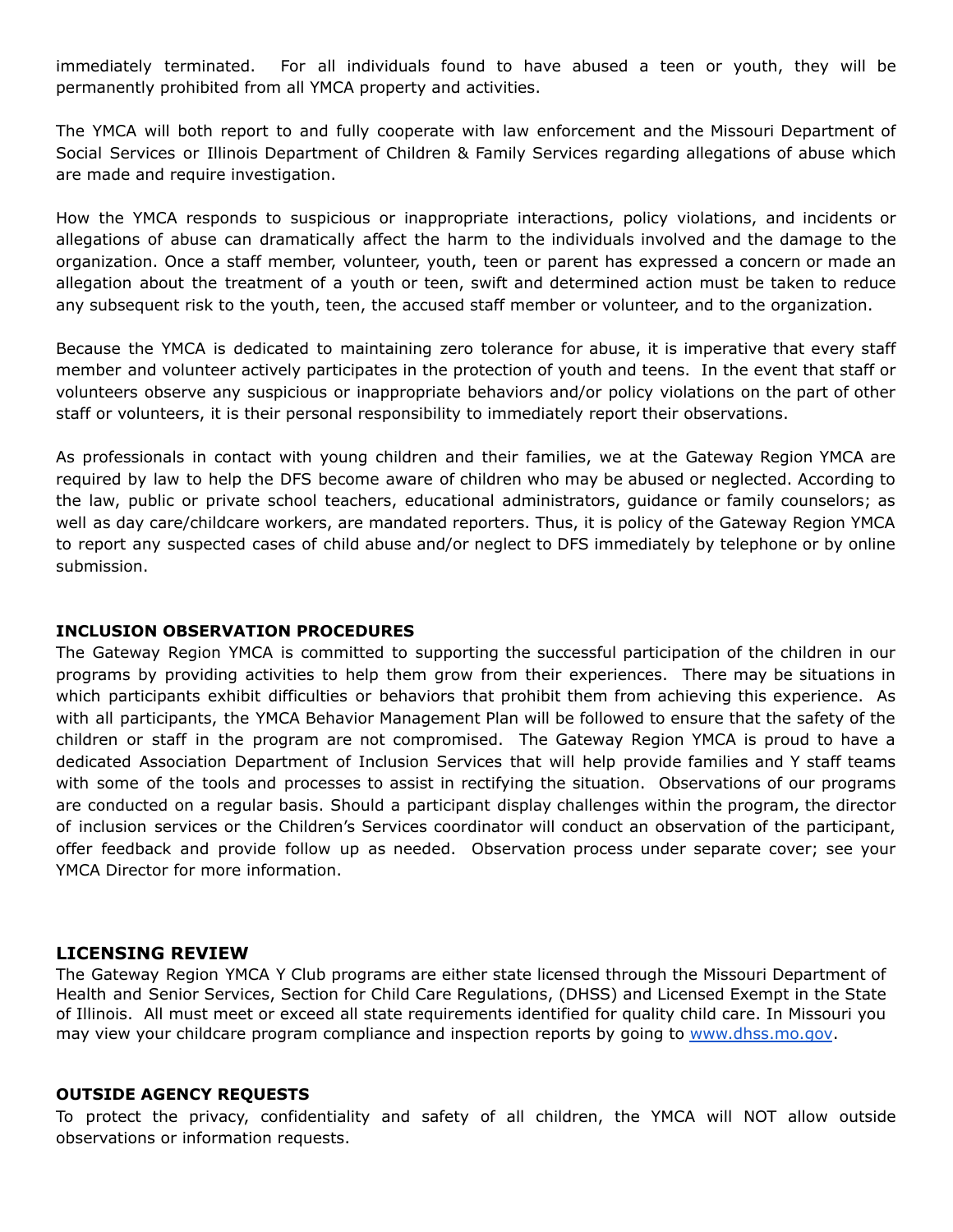immediately terminated. For all individuals found to have abused a teen or youth, they will be permanently prohibited from all YMCA property and activities.

The YMCA will both report to and fully cooperate with law enforcement and the Missouri Department of Social Services or Illinois Department of Children & Family Services regarding allegations of abuse which are made and require investigation.

How the YMCA responds to suspicious or inappropriate interactions, policy violations, and incidents or allegations of abuse can dramatically affect the harm to the individuals involved and the damage to the organization. Once a staff member, volunteer, youth, teen or parent has expressed a concern or made an allegation about the treatment of a youth or teen, swift and determined action must be taken to reduce any subsequent risk to the youth, teen, the accused staff member or volunteer, and to the organization.

Because the YMCA is dedicated to maintaining zero tolerance for abuse, it is imperative that every staff member and volunteer actively participates in the protection of youth and teens. In the event that staff or volunteers observe any suspicious or inappropriate behaviors and/or policy violations on the part of other staff or volunteers, it is their personal responsibility to immediately report their observations.

As professionals in contact with young children and their families, we at the Gateway Region YMCA are required by law to help the DFS become aware of children who may be abused or neglected. According to the law, public or private school teachers, educational administrators, guidance or family counselors; as well as day care/childcare workers, are mandated reporters. Thus, it is policy of the Gateway Region YMCA to report any suspected cases of child abuse and/or neglect to DFS immediately by telephone or by online submission.

**INCLUSION OBSERVATION PROCEDURES**

The Gateway Region YMCA is committed to supporting the successful participation of the children in our programs by providing activities to help them grow from their experiences. There may be situations in which participants exhibit difficulties or behaviors that prohibit them from achieving this experience. As with all participants, the YMCA Behavior Management Plan will be followed to ensure that the safety of the children or staff in the program are not compromised. The Gateway Region YMCA is proud to have a dedicated Association Department of Inclusion Services that will help provide families and Y staff teams with some of the tools and processes to assist in rectifying the situation. Observations of our programs are conducted on a regular basis. Should a participant display challenges within the program, the director of inclusion services or the Children's Services coordinator will conduct an observation of the participant, offer feedback and provide follow up as needed. Observation process under separate cover; see your YMCA Director for more information.

## LICENSING REVIEW

The Gateway Region YMCA Y Club programs are either state licensed through the Missouri Department of Health and Senior Services, Section for Child Care Regulations, (DHSS) and Licensed Exempt in the State of Illinois. All must meet or exceed all state requirements identified for quality child care. In Missouri you may view your childcare program compliance and inspection reports by going to [www.dhss.mo.gov](http://www.dhss.mo.gov).

**OUTSIDE AGENCY REQUESTS**

To protect the privacy, confidentiality and safety of all children, the YMCA will NOT allow outside observations or information requests.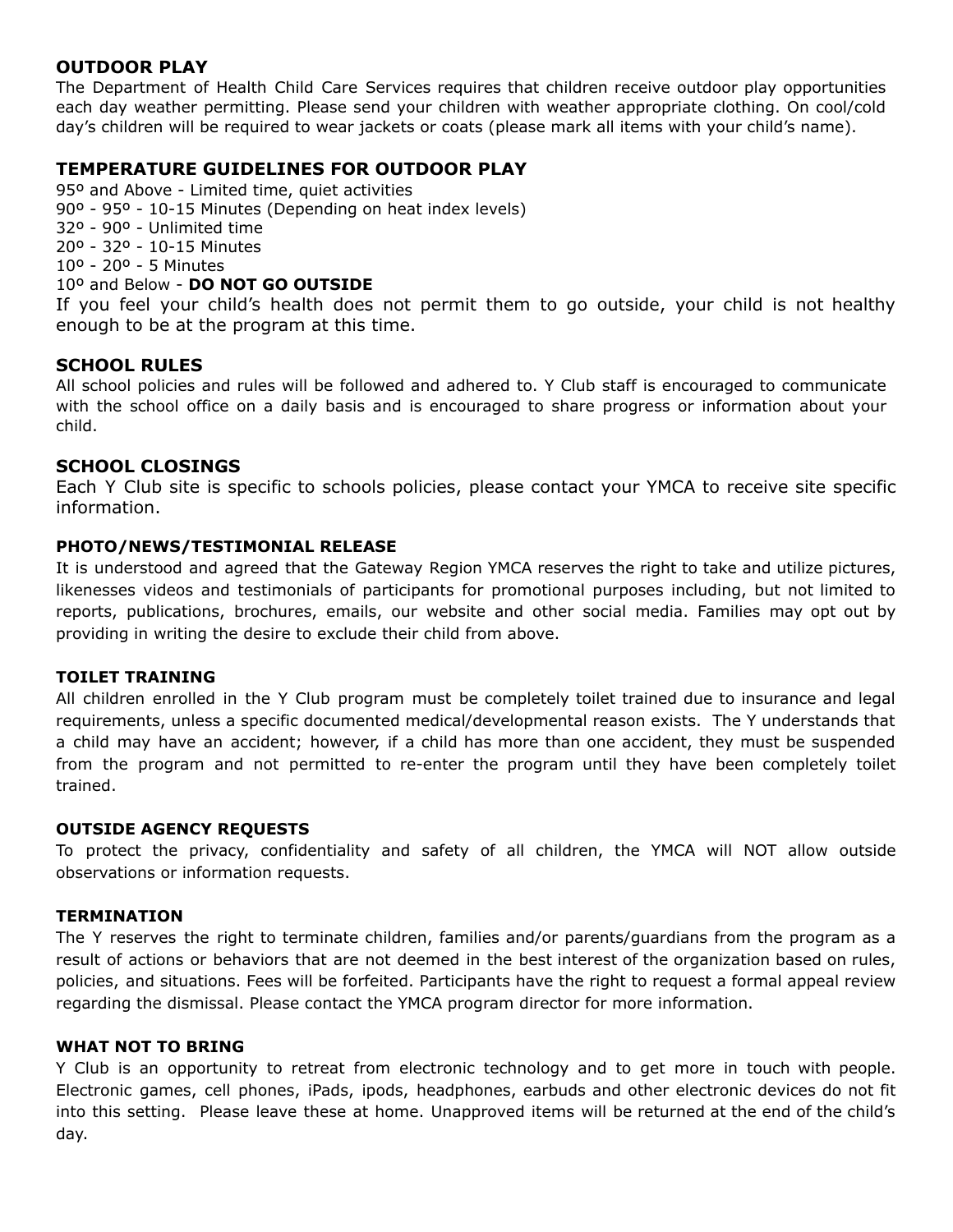## OUTDOOR PLAY

The Department of Health Child Care Services requires that children receive outdoor play opportunities each day weather permitting. Please send your children with weather appropriate clothing. On cool/cold day's children will be required to wear jackets or coats (please mark all items with your child's name).

## TEMPERATURE GUIDELINES FOR OUTDOOR PLAY

95º and Above - Limited time, quiet activities
90º - 95º - 10-15 Minutes (Depending on heat index levels)
32º - 90º - Unlimited time
20º - 32º - 10-15 Minutes
10º - 20º - 5 Minutes
10º and Below - **DO NOT GO OUTSIDE**

If you feel your child's health does not permit them to go outside, your child is not healthy enough to be at the program at this time.

## SCHOOL RULES

All school policies and rules will be followed and adhered to. Y Club staff is encouraged to communicate with the school office on a daily basis and is encouraged to share progress or information about your child.

## SCHOOL CLOSINGS

Each Y Club site is specific to schools policies, please contact your YMCA to receive site specific information.

### PHOTO/NEWS/TESTIMONIAL RELEASE

It is understood and agreed that the Gateway Region YMCA reserves the right to take and utilize pictures, likenesses videos and testimonials of participants for promotional purposes including, but not limited to reports, publications, brochures, emails, our website and other social media. Families may opt out by providing in writing the desire to exclude their child from above.

### TOILET TRAINING

All children enrolled in the Y Club program must be completely toilet trained due to insurance and legal requirements, unless a specific documented medical/developmental reason exists. The Y understands that a child may have an accident; however, if a child has more than one accident, they must be suspended from the program and not permitted to re-enter the program until they have been completely toilet trained.

### OUTSIDE AGENCY REQUESTS

To protect the privacy, confidentiality and safety of all children, the YMCA will NOT allow outside observations or information requests.

### TERMINATION

The Y reserves the right to terminate children, families and/or parents/guardians from the program as a result of actions or behaviors that are not deemed in the best interest of the organization based on rules, policies, and situations. Fees will be forfeited. Participants have the right to request a formal appeal review regarding the dismissal. Please contact the YMCA program director for more information.

### WHAT NOT TO BRING

Y Club is an opportunity to retreat from electronic technology and to get more in touch with people. Electronic games, cell phones, iPads, ipods, headphones, earbuds and other electronic devices do not fit into this setting. Please leave these at home. Unapproved items will be returned at the end of the child's day.